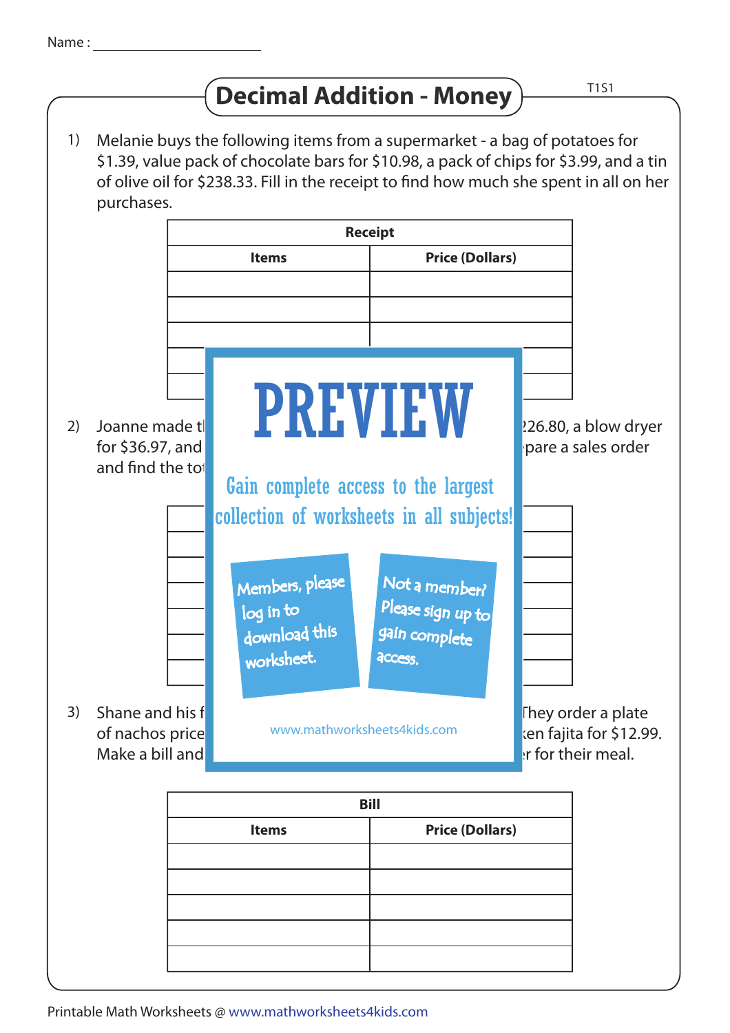Name : ____________________

# Decimal Addition - Money

T1S1

1) Melanie buys the following items from a supermarket - a bag of potatoes for $1.39, value pack of chocolate bars for $10.98, a pack of chips for $3.99, and a tin of olive oil for $238.33. Fill in the receipt to find how much she spent in all on her purchases.

| Receipt | |
|---|---|
| **Items** | **Price (Dollars)** |
| | |
| | |
| | |
| | |
| | |

2) Joanne made t 226.80, a blow dryer for $36.97, and pare a sales order and find the to

| | |
|---|---|
| | |
| | |
| | |
| | |
| | |
| | |
| | |

PREVIEW

Gain complete access to the largest collection of worksheets in all subjects!

Members, please log in to download this worksheet.

Not a member? Please sign up to gain complete access.

www.mathworksheets4kids.com

3) Shane and his f They order a plate of nachos price ken fajita for $12.99. Make a bill and r for their meal.

| Bill | |
|---|---|
| **Items** | **Price (Dollars)** |
| | |
| | |
| | |
| | |
| | |

Printable Math Worksheets @ www.mathworksheets4kids.com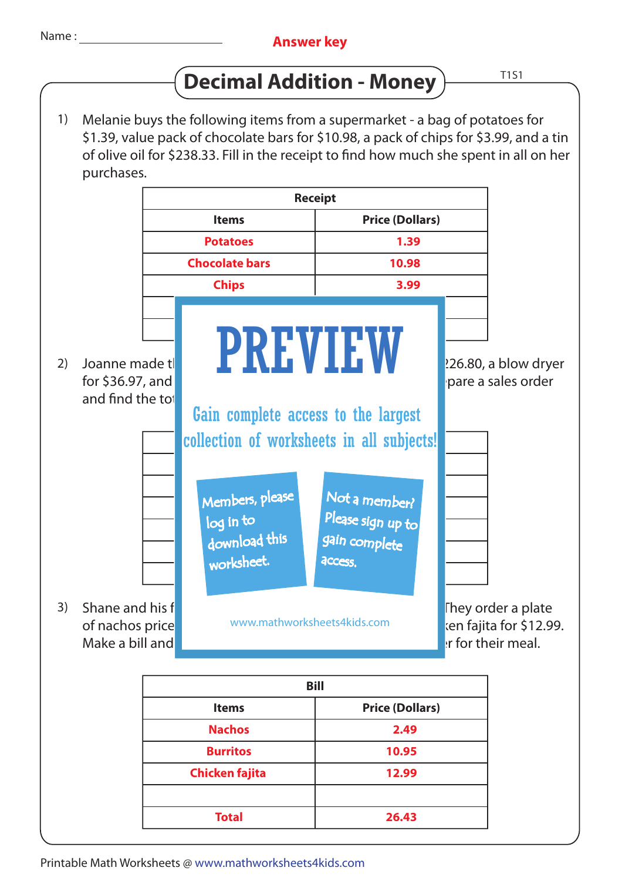Name :

**Answer key**

# Decimal Addition - Money

T1S1

1) Melanie buys the following items from a supermarket - a bag of potatoes for $1.39, value pack of chocolate bars for $10.98, a pack of chips for $3.99, and a tin of olive oil for $238.33. Fill in the receipt to find how much she spent in all on her purchases.

| Receipt | |
|---|---|
| **Items** | **Price (Dollars)** |
| Potatoes | 1.39 |
| Chocolate bars | 10.98 |
| Chips | 3.99 |
| | |
| | |

2) Joanne made t ... 226.80, a blow dryer for $36.97, and ... pare a sales order and find the to...

| | |
|---|---|
| | |
| | |
| | |
| | |
| | |
| | |
| | |

PREVIEW

Gain complete access to the largest collection of worksheets in all subjects!

Members, please log in to download this worksheet.

Not a member? Please sign up to gain complete access.

www.mathworksheets4kids.com

3) Shane and his f ... hey order a plate of nachos price ... ken fajita for $12.99. Make a bill and ... r for their meal.

| Bill | |
|---|---|
| **Items** | **Price (Dollars)** |
| Nachos | 2.49 |
| Burritos | 10.95 |
| Chicken fajita | 12.99 |
| | |
| Total | 26.43 |

Printable Math Worksheets @ www.mathworksheets4kids.com